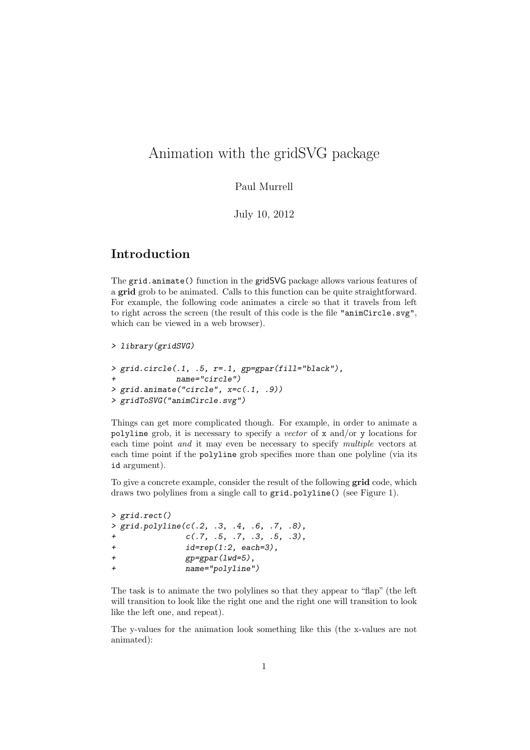# Animation with the gridSVG package

Paul Murrell

July 10, 2012

## Introduction

The `grid.animate()` function in the gridSVG package allows various features of a **grid** grob to be animated. Calls to this function can be quite straightforward. For example, the following code animates a circle so that it travels from left to right across the screen (the result of this code is the file `"animCircle.svg"`, which can be viewed in a web browser).

```
> library(gridSVG)
```

```
> grid.circle(.1, .5, r=.1, gp=gpar(fill="black"),
+             name="circle")
> grid.animate("circle", x=c(.1, .9))
> gridToSVG("animCircle.svg")
```

Things can get more complicated though. For example, in order to animate a `polyline` grob, it is necessary to specify a *vector* of `x` and/or `y` locations for each time point *and* it may even be necessary to specify *multiple* vectors at each time point if the `polyline` grob specifies more than one polyline (via its `id` argument).

To give a concrete example, consider the result of the following **grid** code, which draws two polylines from a single call to `grid.polyline()` (see Figure 1).

```
> grid.rect()
> grid.polyline(c(.2, .3, .4, .6, .7, .8),
+               c(.7, .5, .7, .3, .5, .3),
+               id=rep(1:2, each=3),
+               gp=gpar(lwd=5),
+               name="polyline")
```

The task is to animate the two polylines so that they appear to "flap" (the left will transition to look like the right one and the right one will transition to look like the left one, and repeat).

The y-values for the animation look something like this (the x-values are not animated):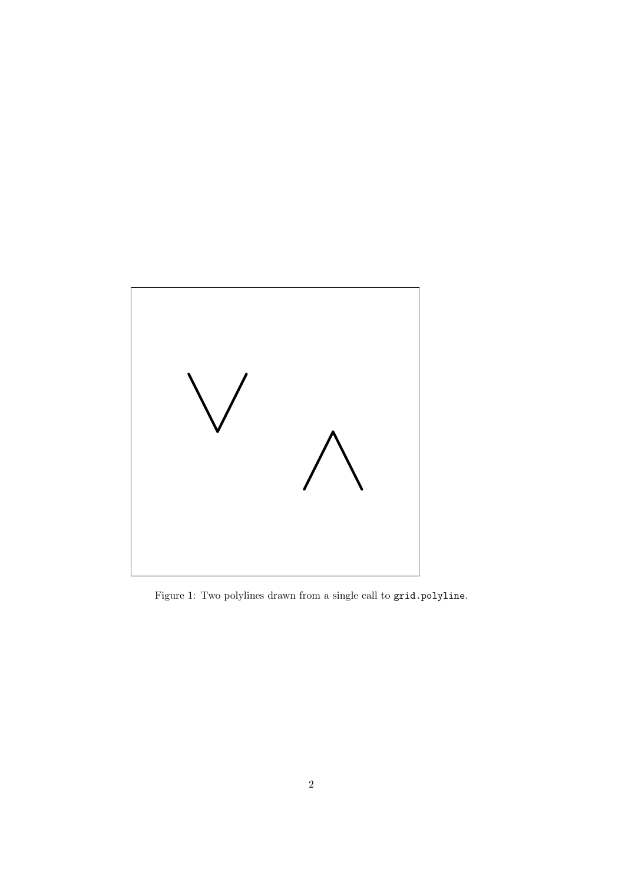Figure 1: Two polylines drawn from a single call to `grid.polyline`.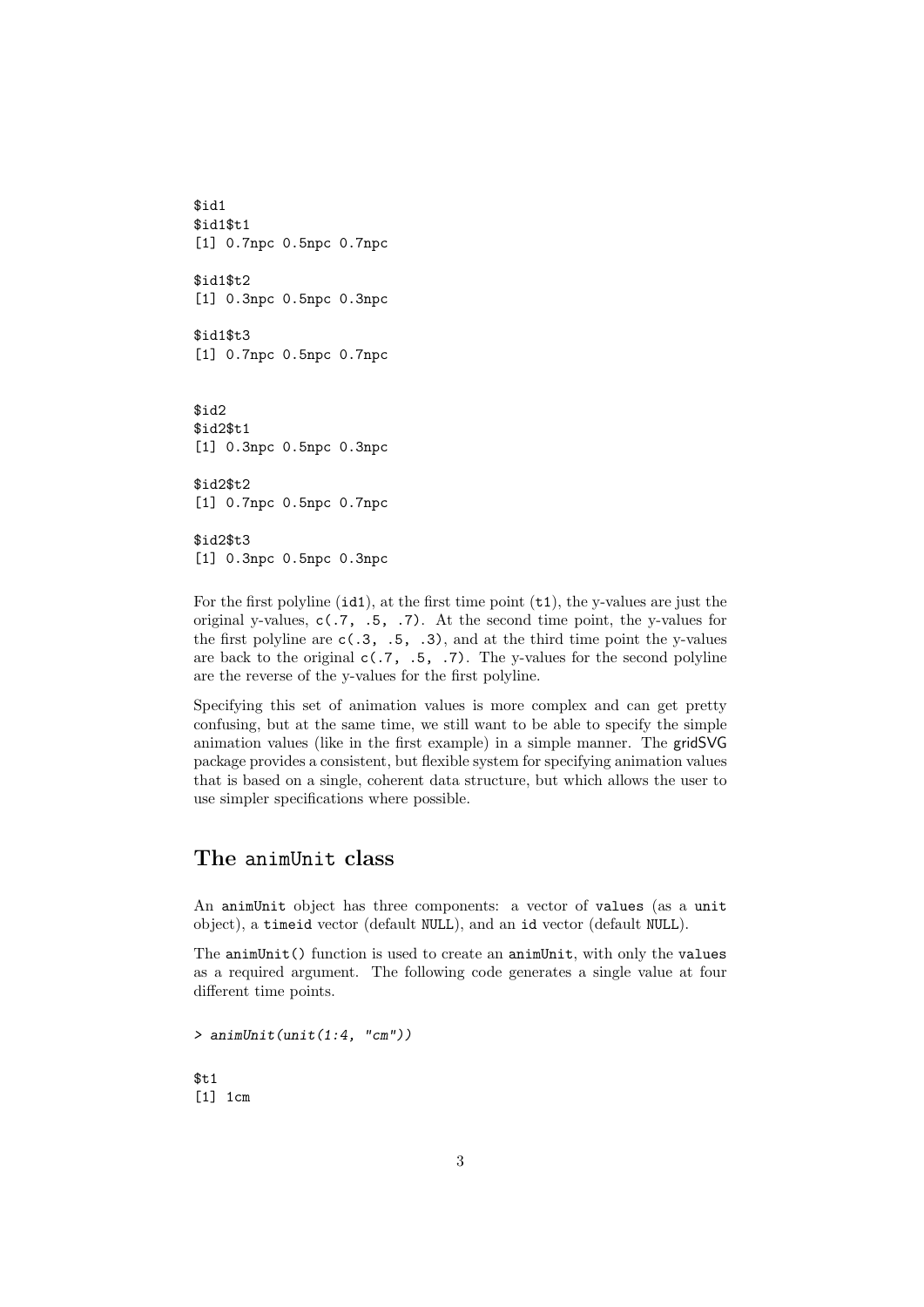```
$id1
$id1$t1
[1] 0.7npc 0.5npc 0.7npc

$id1$t2
[1] 0.3npc 0.5npc 0.3npc

$id1$t3
[1] 0.7npc 0.5npc 0.7npc


$id2
$id2$t1
[1] 0.3npc 0.5npc 0.3npc

$id2$t2
[1] 0.7npc 0.5npc 0.7npc

$id2$t3
[1] 0.3npc 0.5npc 0.3npc
```

For the first polyline (`id1`), at the first time point (`t1`), the y-values are just the original y-values, `c(.7, .5, .7)`. At the second time point, the y-values for the first polyline are `c(.3, .5, .3)`, and at the third time point the y-values are back to the original `c(.7, .5, .7)`. The y-values for the second polyline are the reverse of the y-values for the first polyline.

Specifying this set of animation values is more complex and can get pretty confusing, but at the same time, we still want to be able to specify the simple animation values (like in the first example) in a simple manner. The gridSVG package provides a consistent, but flexible system for specifying animation values that is based on a single, coherent data structure, but which allows the user to use simpler specifications where possible.

## The `animUnit` class

An `animUnit` object has three components: a vector of `values` (as a `unit` object), a `timeid` vector (default `NULL`), and an `id` vector (default `NULL`).

The `animUnit()` function is used to create an `animUnit`, with only the `values` as a required argument. The following code generates a single value at four different time points.

```
> animUnit(unit(1:4, "cm"))

$t1
[1] 1cm
```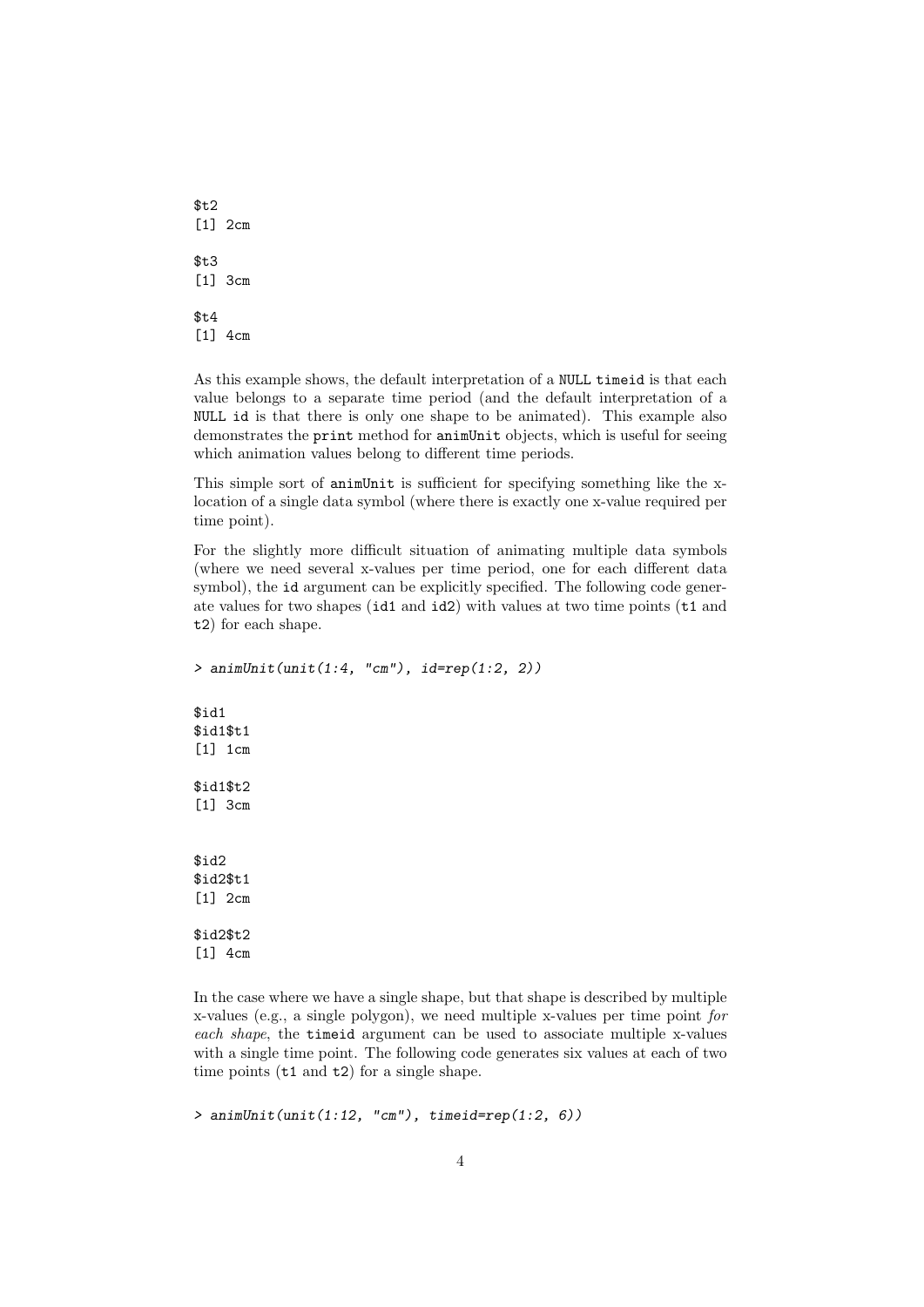```
$t2
[1] 2cm

$t3
[1] 3cm

$t4
[1] 4cm
```

As this example shows, the default interpretation of a `NULL` `timeid` is that each value belongs to a separate time period (and the default interpretation of a `NULL` `id` is that there is only one shape to be animated). This example also demonstrates the `print` method for `animUnit` objects, which is useful for seeing which animation values belong to different time periods.

This simple sort of `animUnit` is sufficient for specifying something like the x-location of a single data symbol (where there is exactly one x-value required per time point).

For the slightly more difficult situation of animating multiple data symbols (where we need several x-values per time period, one for each different data symbol), the `id` argument can be explicitly specified. The following code generate values for two shapes (`id1` and `id2`) with values at two time points (`t1` and `t2`) for each shape.

```
> animUnit(unit(1:4, "cm"), id=rep(1:2, 2))

$id1
$id1$t1
[1] 1cm

$id1$t2
[1] 3cm


$id2
$id2$t1
[1] 2cm

$id2$t2
[1] 4cm
```

In the case where we have a single shape, but that shape is described by multiple x-values (e.g., a single polygon), we need multiple x-values per time point *for each shape*, the `timeid` argument can be used to associate multiple x-values with a single time point. The following code generates six values at each of two time points (`t1` and `t2`) for a single shape.

```
> animUnit(unit(1:12, "cm"), timeid=rep(1:2, 6))
```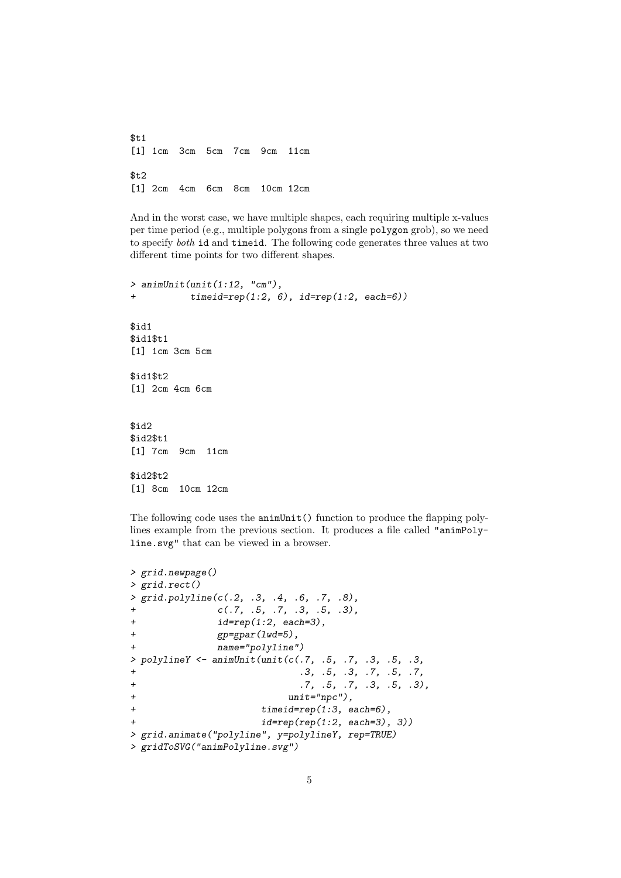```
$t1
[1] 1cm  3cm  5cm  7cm  9cm  11cm

$t2
[1] 2cm  4cm  6cm  8cm  10cm 12cm
```

And in the worst case, we have multiple shapes, each requiring multiple x-values per time period (e.g., multiple polygons from a single `polygon` grob), so we need to specify *both* `id` and `timeid`. The following code generates three values at two different time points for two different shapes.

```
> animUnit(unit(1:12, "cm"),
+          timeid=rep(1:2, 6), id=rep(1:2, each=6))

$id1
$id1$t1
[1] 1cm 3cm 5cm

$id1$t2
[1] 2cm 4cm 6cm


$id2
$id2$t1
[1] 7cm  9cm  11cm

$id2$t2
[1] 8cm  10cm 12cm
```

The following code uses the `animUnit()` function to produce the flapping polylines example from the previous section. It produces a file called `"animPolyline.svg"` that can be viewed in a browser.

```
> grid.newpage()
> grid.rect()
> grid.polyline(c(.2, .3, .4, .6, .7, .8),
+               c(.7, .5, .7, .3, .5, .3),
+               id=rep(1:2, each=3),
+               gp=gpar(lwd=5),
+               name="polyline")
> polylineY <- animUnit(unit(c(.7, .5, .7, .3, .5, .3,
+                              .3, .5, .3, .7, .5, .7,
+                              .7, .5, .7, .3, .5, .3),
+                            unit="npc"),
+                       timeid=rep(1:3, each=6),
+                       id=rep(rep(1:2, each=3), 3))
> grid.animate("polyline", y=polylineY, rep=TRUE)
> gridToSVG("animPolyline.svg")
```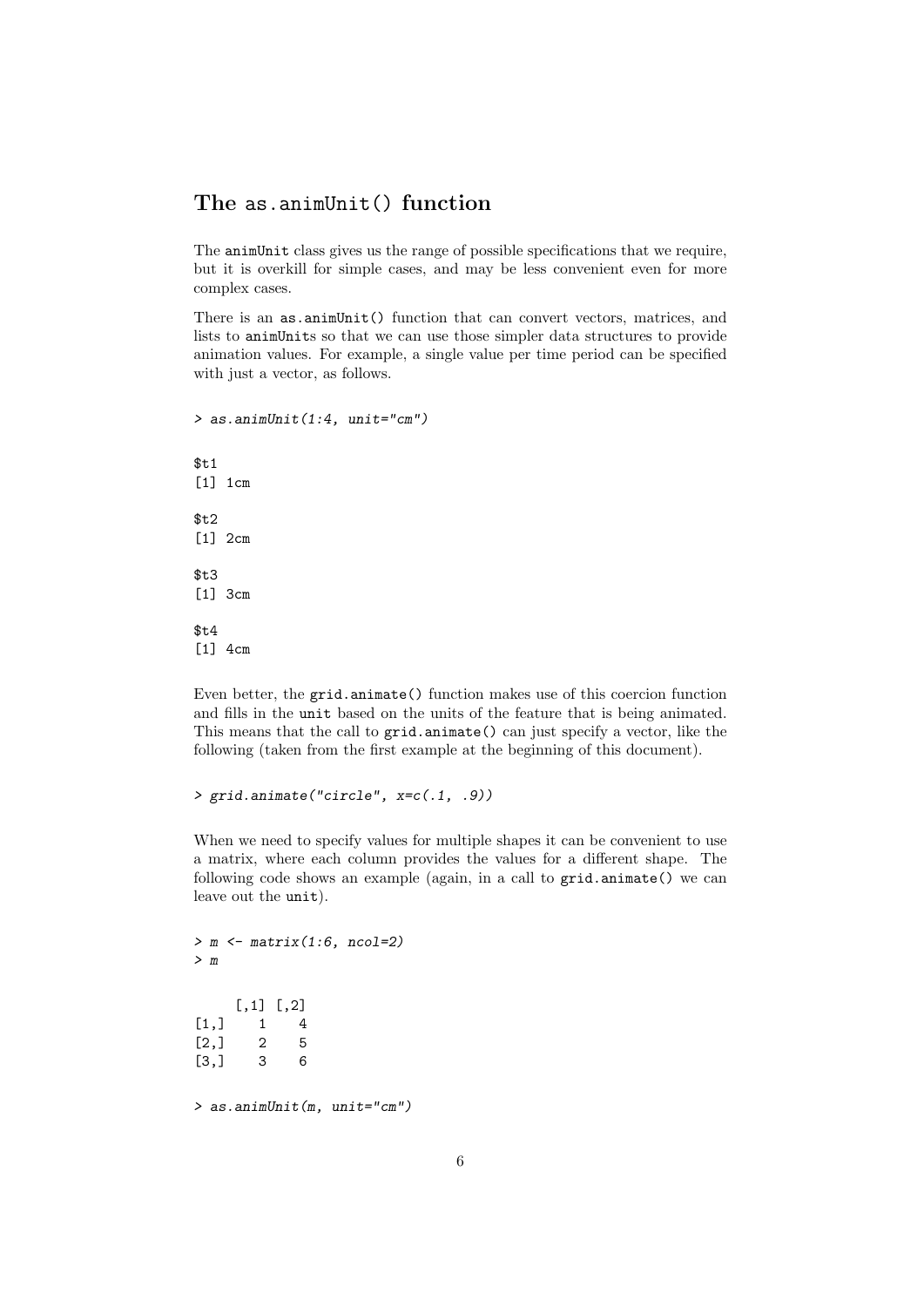## The as.animUnit() function

The animUnit class gives us the range of possible specifications that we require, but it is overkill for simple cases, and may be less convenient even for more complex cases.

There is an as.animUnit() function that can convert vectors, matrices, and lists to animUnits so that we can use those simpler data structures to provide animation values. For example, a single value per time period can be specified with just a vector, as follows.

```
> as.animUnit(1:4, unit="cm")

$t1
[1] 1cm

$t2
[1] 2cm

$t3
[1] 3cm

$t4
[1] 4cm
```

Even better, the grid.animate() function makes use of this coercion function and fills in the unit based on the units of the feature that is being animated. This means that the call to grid.animate() can just specify a vector, like the following (taken from the first example at the beginning of this document).

```
> grid.animate("circle", x=c(.1, .9))
```

When we need to specify values for multiple shapes it can be convenient to use a matrix, where each column provides the values for a different shape. The following code shows an example (again, in a call to grid.animate() we can leave out the unit).

```
> m <- matrix(1:6, ncol=2)
> m

     [,1] [,2]
[1,]    1    4
[2,]    2    5
[3,]    3    6

> as.animUnit(m, unit="cm")
```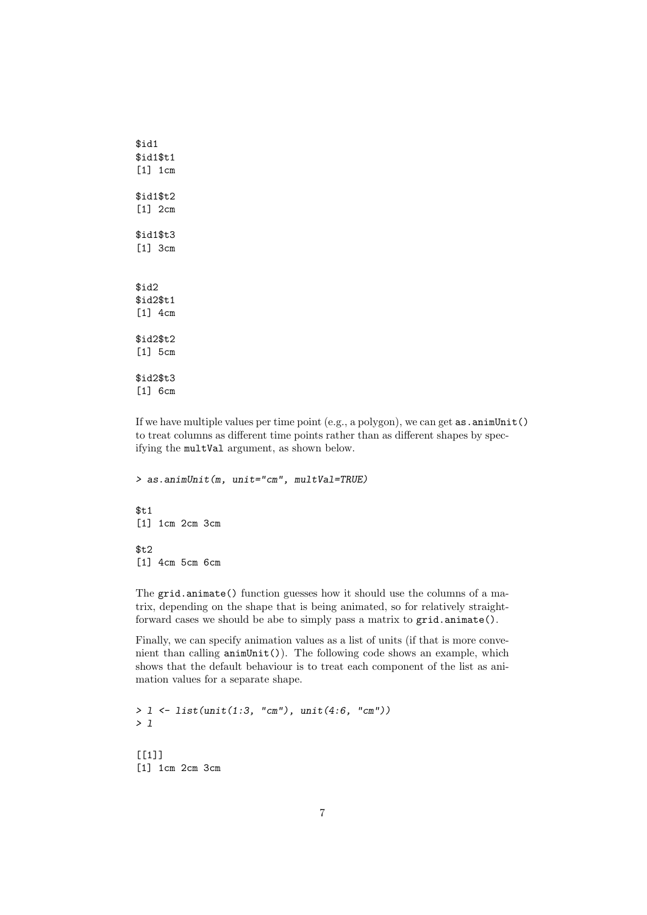```
$id1
$id1$t1
[1] 1cm

$id1$t2
[1] 2cm

$id1$t3
[1] 3cm


$id2
$id2$t1
[1] 4cm

$id2$t2
[1] 5cm

$id2$t3
[1] 6cm
```

If we have multiple values per time point (e.g., a polygon), we can get `as.animUnit()` to treat columns as different time points rather than as different shapes by specifying the `multVal` argument, as shown below.

```
> as.animUnit(m, unit="cm", multVal=TRUE)

$t1
[1] 1cm 2cm 3cm

$t2
[1] 4cm 5cm 6cm
```

The `grid.animate()` function guesses how it should use the columns of a matrix, depending on the shape that is being animated, so for relatively straightforward cases we should be abe to simply pass a matrix to `grid.animate()`.

Finally, we can specify animation values as a list of units (if that is more convenient than calling `animUnit()`). The following code shows an example, which shows that the default behaviour is to treat each component of the list as animation values for a separate shape.

```
> l <- list(unit(1:3, "cm"), unit(4:6, "cm"))
> l

[[1]]
[1] 1cm 2cm 3cm
```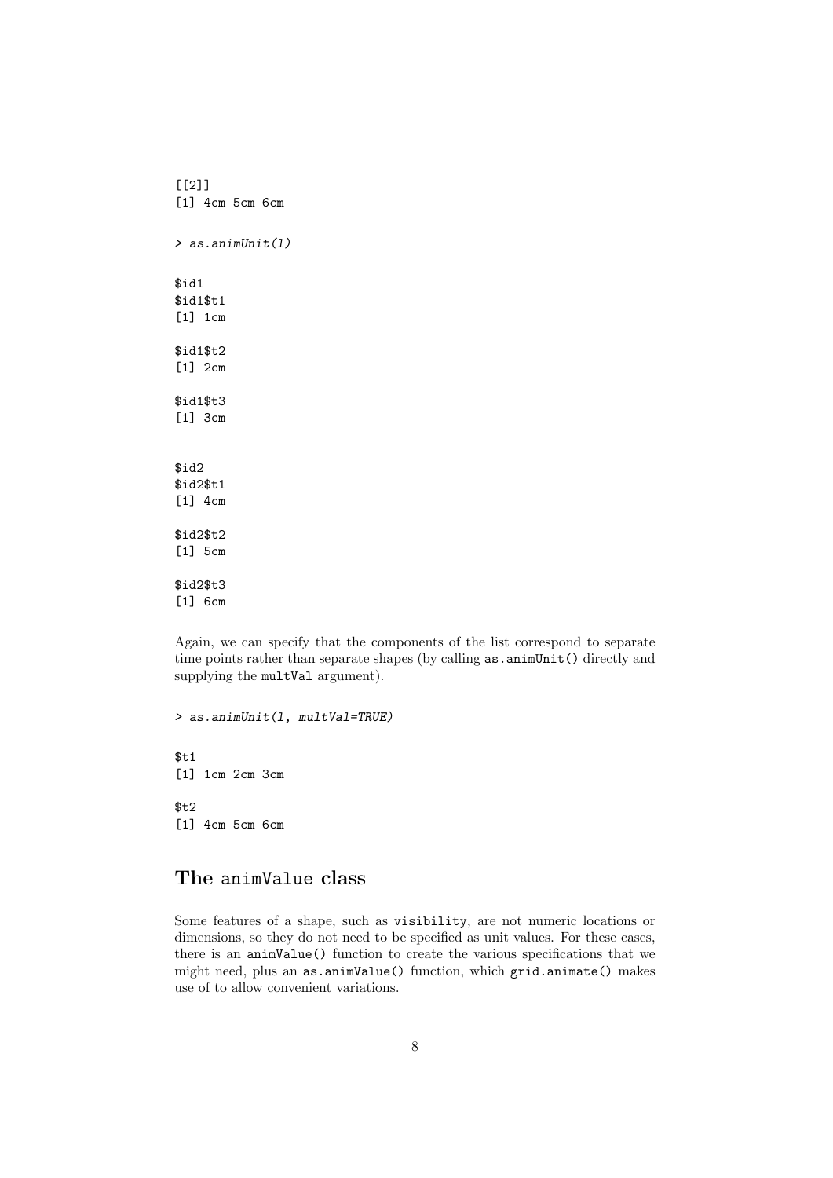```
[[2]]
[1] 4cm 5cm 6cm
```

```
> as.animUnit(l)
```

```
$id1
$id1$t1
[1] 1cm

$id1$t2
[1] 2cm

$id1$t3
[1] 3cm


$id2
$id2$t1
[1] 4cm

$id2$t2
[1] 5cm

$id2$t3
[1] 6cm
```

Again, we can specify that the components of the list correspond to separate time points rather than separate shapes (by calling `as.animUnit()` directly and supplying the `multVal` argument).

```
> as.animUnit(l, multVal=TRUE)
```

```
$t1
[1] 1cm 2cm 3cm

$t2
[1] 4cm 5cm 6cm
```

## The animValue class

Some features of a shape, such as `visibility`, are not numeric locations or dimensions, so they do not need to be specified as unit values. For these cases, there is an `animValue()` function to create the various specifications that we might need, plus an `as.animValue()` function, which `grid.animate()` makes use of to allow convenient variations.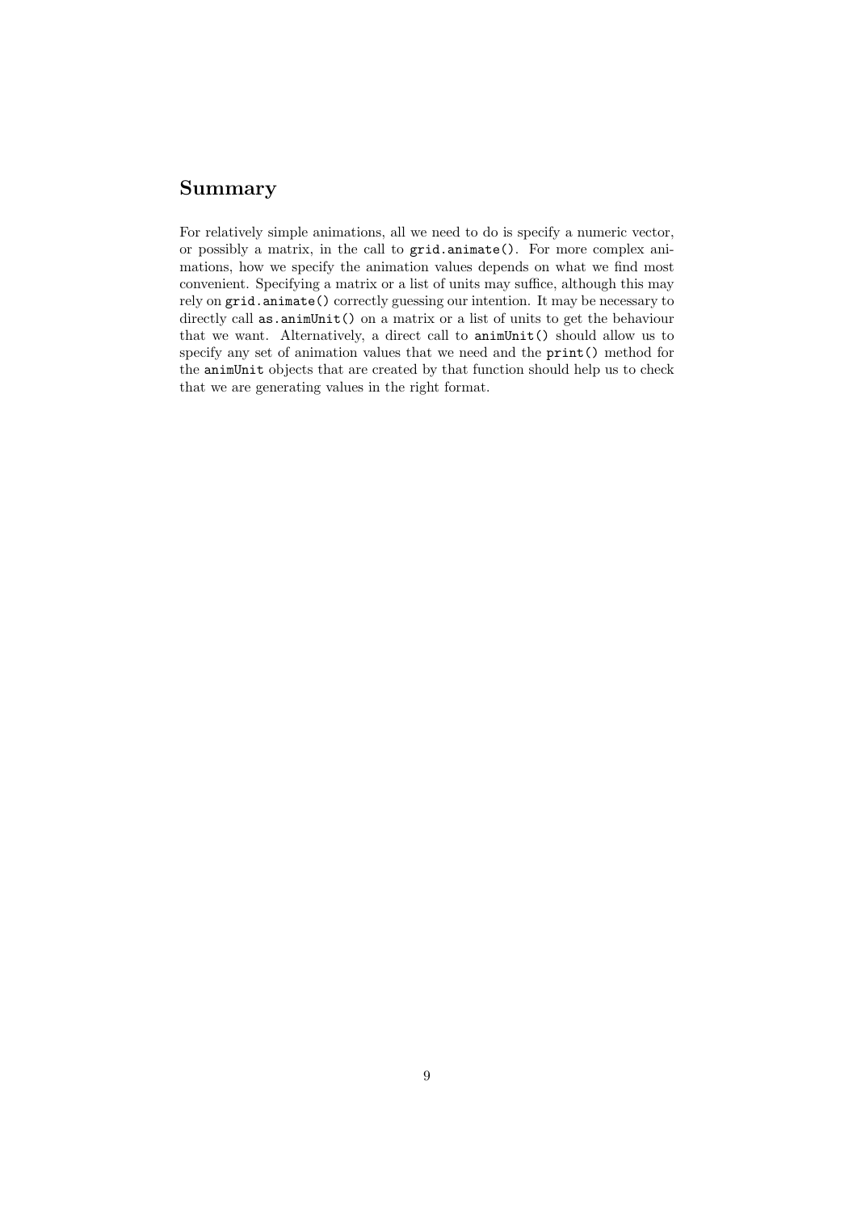## Summary

For relatively simple animations, all we need to do is specify a numeric vector, or possibly a matrix, in the call to `grid.animate()`. For more complex animations, how we specify the animation values depends on what we find most convenient. Specifying a matrix or a list of units may suffice, although this may rely on `grid.animate()` correctly guessing our intention. It may be necessary to directly call `as.animUnit()` on a matrix or a list of units to get the behaviour that we want. Alternatively, a direct call to `animUnit()` should allow us to specify any set of animation values that we need and the `print()` method for the `animUnit` objects that are created by that function should help us to check that we are generating values in the right format.